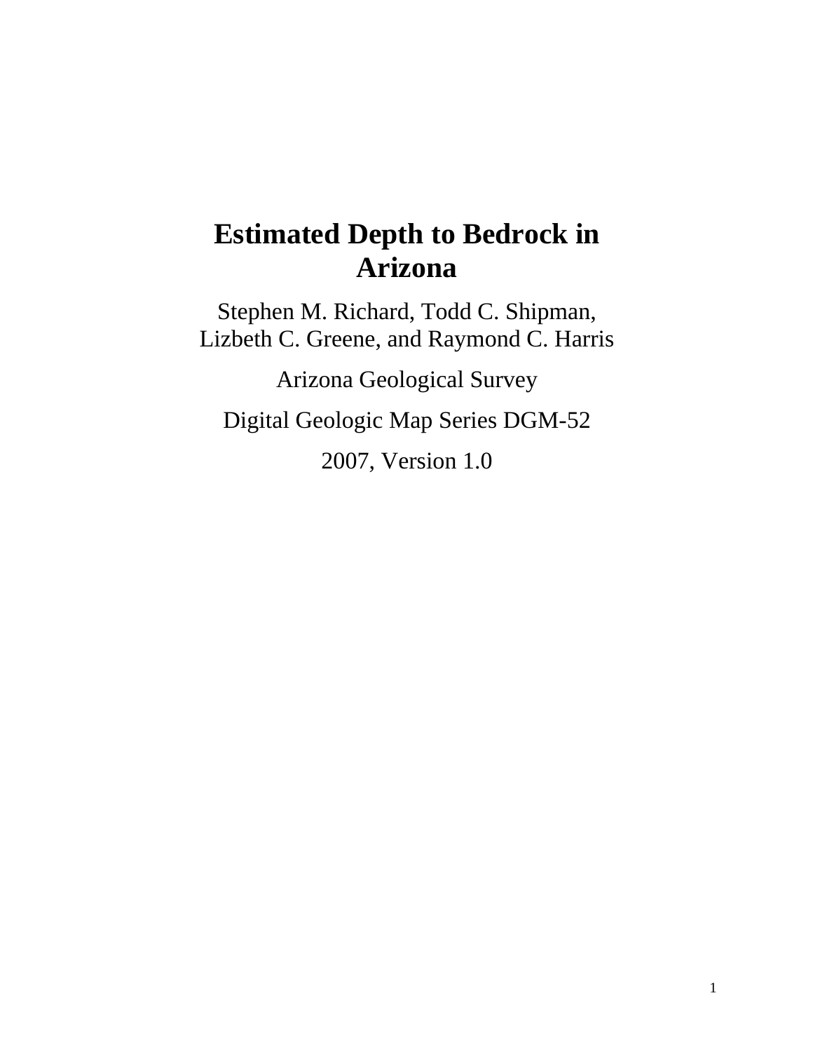# Estimated Depth to Bedrock in Arizona

Stephen M. Richard, Todd C. Shipman, Lizbeth C. Greene, and Raymond C. Harris

Arizona Geological Survey

Digital Geologic Map Series DGM-52

2007, Version 1.0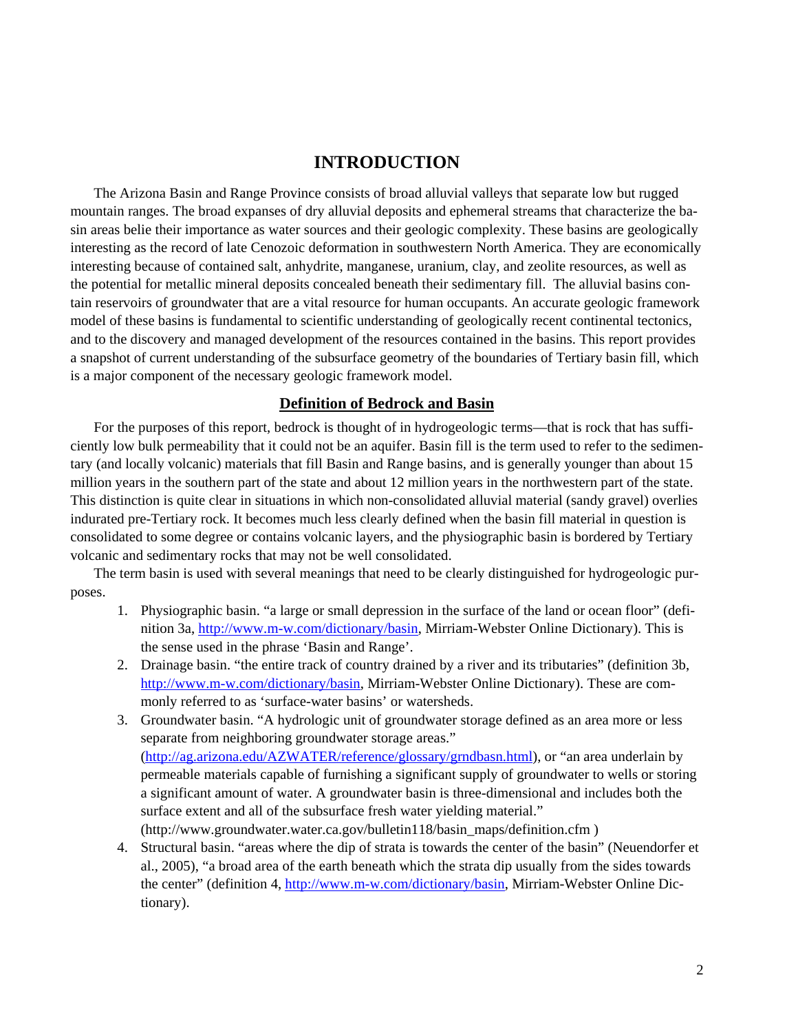# INTRODUCTION

The Arizona Basin and Range Province consists of broad alluvial valleys that separate low but rugged mountain ranges. The broad expanses of dry alluvial deposits and ephemeral streams that characterize the basin areas belie their importance as water sources and their geologic complexity. These basins are geologically interesting as the record of late Cenozoic deformation in southwestern North America. They are economically interesting because of contained salt, anhydrite, manganese, uranium, clay, and zeolite resources, as well as the potential for metallic mineral deposits concealed beneath their sedimentary fill. The alluvial basins contain reservoirs of groundwater that are a vital resource for human occupants. An accurate geologic framework model of these basins is fundamental to scientific understanding of geologically recent continental tectonics, and to the discovery and managed development of the resources contained in the basins. This report provides a snapshot of current understanding of the subsurface geometry of the boundaries of Tertiary basin fill, which is a major component of the necessary geologic framework model.

## Definition of Bedrock and Basin

For the purposes of this report, bedrock is thought of in hydrogeologic terms—that is rock that has sufficiently low bulk permeability that it could not be an aquifer. Basin fill is the term used to refer to the sedimentary (and locally volcanic) materials that fill Basin and Range basins, and is generally younger than about 15 million years in the southern part of the state and about 12 million years in the northwestern part of the state. This distinction is quite clear in situations in which non-consolidated alluvial material (sandy gravel) overlies indurated pre-Tertiary rock. It becomes much less clearly defined when the basin fill material in question is consolidated to some degree or contains volcanic layers, and the physiographic basin is bordered by Tertiary volcanic and sedimentary rocks that may not be well consolidated.

The term basin is used with several meanings that need to be clearly distinguished for hydrogeologic purposes.

1. Physiographic basin. "a large or small depression in the surface of the land or ocean floor" (definition 3a, http://www.m-w.com/dictionary/basin, Mirriam-Webster Online Dictionary). This is the sense used in the phrase 'Basin and Range'.
2. Drainage basin. "the entire track of country drained by a river and its tributaries" (definition 3b, http://www.m-w.com/dictionary/basin, Mirriam-Webster Online Dictionary). These are commonly referred to as 'surface-water basins' or watersheds.
3. Groundwater basin. "A hydrologic unit of groundwater storage defined as an area more or less separate from neighboring groundwater storage areas." (http://ag.arizona.edu/AZWATER/reference/glossary/grndbasn.html), or "an area underlain by permeable materials capable of furnishing a significant supply of groundwater to wells or storing a significant amount of water. A groundwater basin is three-dimensional and includes both the surface extent and all of the subsurface fresh water yielding material." (http://www.groundwater.water.ca.gov/bulletin118/basin_maps/definition.cfm )
4. Structural basin. "areas where the dip of strata is towards the center of the basin" (Neuendorfer et al., 2005), "a broad area of the earth beneath which the strata dip usually from the sides towards the center" (definition 4, http://www.m-w.com/dictionary/basin, Mirriam-Webster Online Dictionary).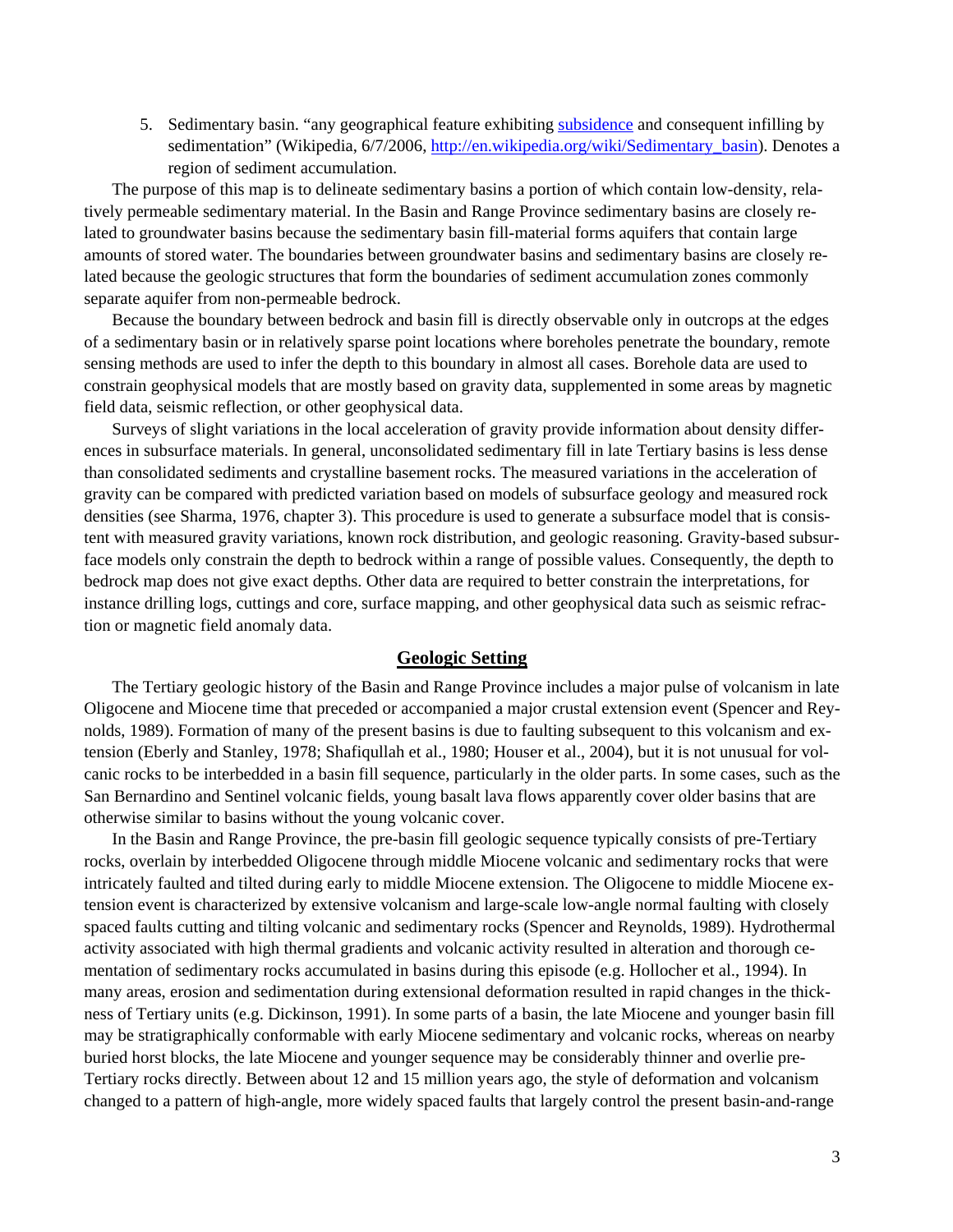5. Sedimentary basin. "any geographical feature exhibiting [subsidence](http://en.wikipedia.org/wiki/Subsidence) and consequent infilling by sedimentation" (Wikipedia, 6/7/2006, http://en.wikipedia.org/wiki/Sedimentary_basin). Denotes a region of sediment accumulation.

The purpose of this map is to delineate sedimentary basins a portion of which contain low-density, relatively permeable sedimentary material. In the Basin and Range Province sedimentary basins are closely related to groundwater basins because the sedimentary basin fill-material forms aquifers that contain large amounts of stored water. The boundaries between groundwater basins and sedimentary basins are closely related because the geologic structures that form the boundaries of sediment accumulation zones commonly separate aquifer from non-permeable bedrock.

Because the boundary between bedrock and basin fill is directly observable only in outcrops at the edges of a sedimentary basin or in relatively sparse point locations where boreholes penetrate the boundary, remote sensing methods are used to infer the depth to this boundary in almost all cases. Borehole data are used to constrain geophysical models that are mostly based on gravity data, supplemented in some areas by magnetic field data, seismic reflection, or other geophysical data.

Surveys of slight variations in the local acceleration of gravity provide information about density differences in subsurface materials. In general, unconsolidated sedimentary fill in late Tertiary basins is less dense than consolidated sediments and crystalline basement rocks. The measured variations in the acceleration of gravity can be compared with predicted variation based on models of subsurface geology and measured rock densities (see Sharma, 1976, chapter 3). This procedure is used to generate a subsurface model that is consistent with measured gravity variations, known rock distribution, and geologic reasoning. Gravity-based subsurface models only constrain the depth to bedrock within a range of possible values. Consequently, the depth to bedrock map does not give exact depths. Other data are required to better constrain the interpretations, for instance drilling logs, cuttings and core, surface mapping, and other geophysical data such as seismic refraction or magnetic field anomaly data.

## Geologic Setting

The Tertiary geologic history of the Basin and Range Province includes a major pulse of volcanism in late Oligocene and Miocene time that preceded or accompanied a major crustal extension event (Spencer and Reynolds, 1989). Formation of many of the present basins is due to faulting subsequent to this volcanism and extension (Eberly and Stanley, 1978; Shafiqullah et al., 1980; Houser et al., 2004), but it is not unusual for volcanic rocks to be interbedded in a basin fill sequence, particularly in the older parts. In some cases, such as the San Bernardino and Sentinel volcanic fields, young basalt lava flows apparently cover older basins that are otherwise similar to basins without the young volcanic cover.

In the Basin and Range Province, the pre-basin fill geologic sequence typically consists of pre-Tertiary rocks, overlain by interbedded Oligocene through middle Miocene volcanic and sedimentary rocks that were intricately faulted and tilted during early to middle Miocene extension. The Oligocene to middle Miocene extension event is characterized by extensive volcanism and large-scale low-angle normal faulting with closely spaced faults cutting and tilting volcanic and sedimentary rocks (Spencer and Reynolds, 1989). Hydrothermal activity associated with high thermal gradients and volcanic activity resulted in alteration and thorough cementation of sedimentary rocks accumulated in basins during this episode (e.g. Hollocher et al., 1994). In many areas, erosion and sedimentation during extensional deformation resulted in rapid changes in the thickness of Tertiary units (e.g. Dickinson, 1991). In some parts of a basin, the late Miocene and younger basin fill may be stratigraphically conformable with early Miocene sedimentary and volcanic rocks, whereas on nearby buried horst blocks, the late Miocene and younger sequence may be considerably thinner and overlie pre-Tertiary rocks directly. Between about 12 and 15 million years ago, the style of deformation and volcanism changed to a pattern of high-angle, more widely spaced faults that largely control the present basin-and-range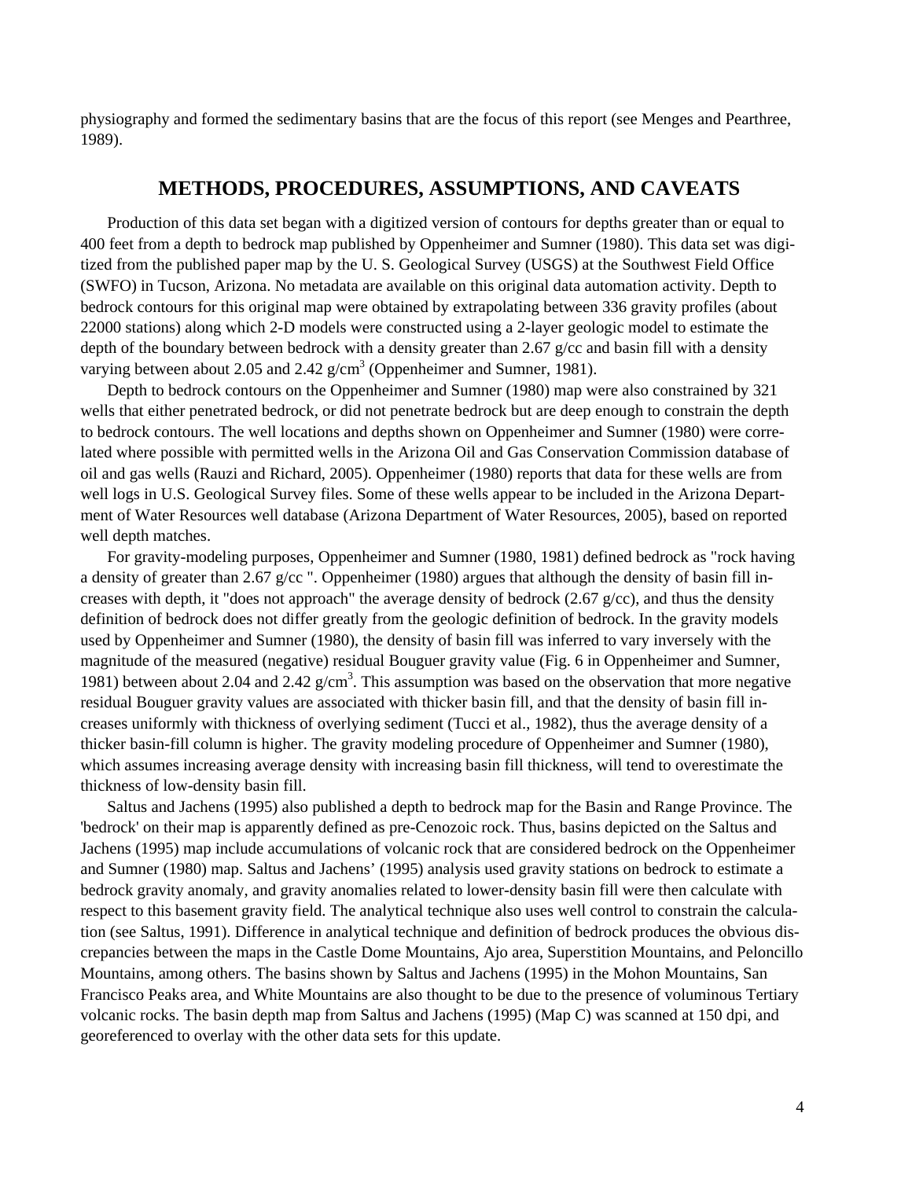physiography and formed the sedimentary basins that are the focus of this report (see Menges and Pearthree, 1989).

## METHODS, PROCEDURES, ASSUMPTIONS, AND CAVEATS

Production of this data set began with a digitized version of contours for depths greater than or equal to 400 feet from a depth to bedrock map published by Oppenheimer and Sumner (1980). This data set was digitized from the published paper map by the U. S. Geological Survey (USGS) at the Southwest Field Office (SWFO) in Tucson, Arizona. No metadata are available on this original data automation activity. Depth to bedrock contours for this original map were obtained by extrapolating between 336 gravity profiles (about 22000 stations) along which 2-D models were constructed using a 2-layer geologic model to estimate the depth of the boundary between bedrock with a density greater than 2.67 g/cc and basin fill with a density varying between about 2.05 and 2.42 g/cm$^3$ (Oppenheimer and Sumner, 1981).

Depth to bedrock contours on the Oppenheimer and Sumner (1980) map were also constrained by 321 wells that either penetrated bedrock, or did not penetrate bedrock but are deep enough to constrain the depth to bedrock contours. The well locations and depths shown on Oppenheimer and Sumner (1980) were correlated where possible with permitted wells in the Arizona Oil and Gas Conservation Commission database of oil and gas wells (Rauzi and Richard, 2005). Oppenheimer (1980) reports that data for these wells are from well logs in U.S. Geological Survey files. Some of these wells appear to be included in the Arizona Department of Water Resources well database (Arizona Department of Water Resources, 2005), based on reported well depth matches.

For gravity-modeling purposes, Oppenheimer and Sumner (1980, 1981) defined bedrock as "rock having a density of greater than 2.67 g/cc ". Oppenheimer (1980) argues that although the density of basin fill increases with depth, it "does not approach" the average density of bedrock (2.67 g/cc), and thus the density definition of bedrock does not differ greatly from the geologic definition of bedrock. In the gravity models used by Oppenheimer and Sumner (1980), the density of basin fill was inferred to vary inversely with the magnitude of the measured (negative) residual Bouguer gravity value (Fig. 6 in Oppenheimer and Sumner, 1981) between about 2.04 and 2.42 g/cm$^3$. This assumption was based on the observation that more negative residual Bouguer gravity values are associated with thicker basin fill, and that the density of basin fill increases uniformly with thickness of overlying sediment (Tucci et al., 1982), thus the average density of a thicker basin-fill column is higher. The gravity modeling procedure of Oppenheimer and Sumner (1980), which assumes increasing average density with increasing basin fill thickness, will tend to overestimate the thickness of low-density basin fill.

Saltus and Jachens (1995) also published a depth to bedrock map for the Basin and Range Province. The 'bedrock' on their map is apparently defined as pre-Cenozoic rock. Thus, basins depicted on the Saltus and Jachens (1995) map include accumulations of volcanic rock that are considered bedrock on the Oppenheimer and Sumner (1980) map. Saltus and Jachens' (1995) analysis used gravity stations on bedrock to estimate a bedrock gravity anomaly, and gravity anomalies related to lower-density basin fill were then calculate with respect to this basement gravity field. The analytical technique also uses well control to constrain the calculation (see Saltus, 1991). Difference in analytical technique and definition of bedrock produces the obvious discrepancies between the maps in the Castle Dome Mountains, Ajo area, Superstition Mountains, and Peloncillo Mountains, among others. The basins shown by Saltus and Jachens (1995) in the Mohon Mountains, San Francisco Peaks area, and White Mountains are also thought to be due to the presence of voluminous Tertiary volcanic rocks. The basin depth map from Saltus and Jachens (1995) (Map C) was scanned at 150 dpi, and georeferenced to overlay with the other data sets for this update.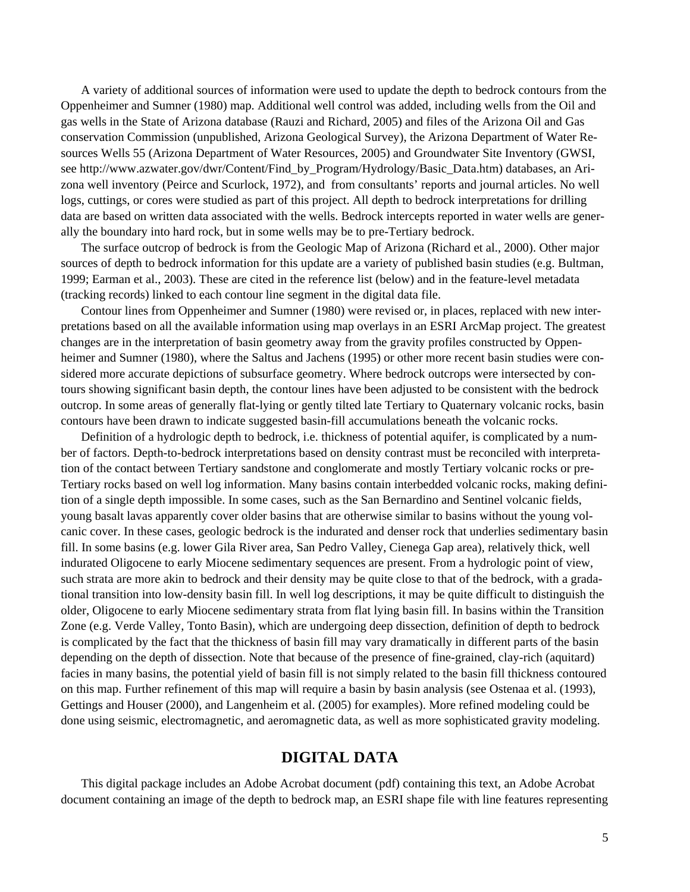A variety of additional sources of information were used to update the depth to bedrock contours from the Oppenheimer and Sumner (1980) map. Additional well control was added, including wells from the Oil and gas wells in the State of Arizona database (Rauzi and Richard, 2005) and files of the Arizona Oil and Gas conservation Commission (unpublished, Arizona Geological Survey), the Arizona Department of Water Resources Wells 55 (Arizona Department of Water Resources, 2005) and Groundwater Site Inventory (GWSI, see http://www.azwater.gov/dwr/Content/Find_by_Program/Hydrology/Basic_Data.htm) databases, an Arizona well inventory (Peirce and Scurlock, 1972), and from consultants' reports and journal articles. No well logs, cuttings, or cores were studied as part of this project. All depth to bedrock interpretations for drilling data are based on written data associated with the wells. Bedrock intercepts reported in water wells are generally the boundary into hard rock, but in some wells may be to pre-Tertiary bedrock.

The surface outcrop of bedrock is from the Geologic Map of Arizona (Richard et al., 2000). Other major sources of depth to bedrock information for this update are a variety of published basin studies (e.g. Bultman, 1999; Earman et al., 2003). These are cited in the reference list (below) and in the feature-level metadata (tracking records) linked to each contour line segment in the digital data file.

Contour lines from Oppenheimer and Sumner (1980) were revised or, in places, replaced with new interpretations based on all the available information using map overlays in an ESRI ArcMap project. The greatest changes are in the interpretation of basin geometry away from the gravity profiles constructed by Oppenheimer and Sumner (1980), where the Saltus and Jachens (1995) or other more recent basin studies were considered more accurate depictions of subsurface geometry. Where bedrock outcrops were intersected by contours showing significant basin depth, the contour lines have been adjusted to be consistent with the bedrock outcrop. In some areas of generally flat-lying or gently tilted late Tertiary to Quaternary volcanic rocks, basin contours have been drawn to indicate suggested basin-fill accumulations beneath the volcanic rocks.

Definition of a hydrologic depth to bedrock, i.e. thickness of potential aquifer, is complicated by a number of factors. Depth-to-bedrock interpretations based on density contrast must be reconciled with interpretation of the contact between Tertiary sandstone and conglomerate and mostly Tertiary volcanic rocks or pre-Tertiary rocks based on well log information. Many basins contain interbedded volcanic rocks, making definition of a single depth impossible. In some cases, such as the San Bernardino and Sentinel volcanic fields, young basalt lavas apparently cover older basins that are otherwise similar to basins without the young volcanic cover. In these cases, geologic bedrock is the indurated and denser rock that underlies sedimentary basin fill. In some basins (e.g. lower Gila River area, San Pedro Valley, Cienega Gap area), relatively thick, well indurated Oligocene to early Miocene sedimentary sequences are present. From a hydrologic point of view, such strata are more akin to bedrock and their density may be quite close to that of the bedrock, with a gradational transition into low-density basin fill. In well log descriptions, it may be quite difficult to distinguish the older, Oligocene to early Miocene sedimentary strata from flat lying basin fill. In basins within the Transition Zone (e.g. Verde Valley, Tonto Basin), which are undergoing deep dissection, definition of depth to bedrock is complicated by the fact that the thickness of basin fill may vary dramatically in different parts of the basin depending on the depth of dissection. Note that because of the presence of fine-grained, clay-rich (aquitard) facies in many basins, the potential yield of basin fill is not simply related to the basin fill thickness contoured on this map. Further refinement of this map will require a basin by basin analysis (see Ostenaa et al. (1993), Gettings and Houser (2000), and Langenheim et al. (2005) for examples). More refined modeling could be done using seismic, electromagnetic, and aeromagnetic data, as well as more sophisticated gravity modeling.

## DIGITAL DATA

This digital package includes an Adobe Acrobat document (pdf) containing this text, an Adobe Acrobat document containing an image of the depth to bedrock map, an ESRI shape file with line features representing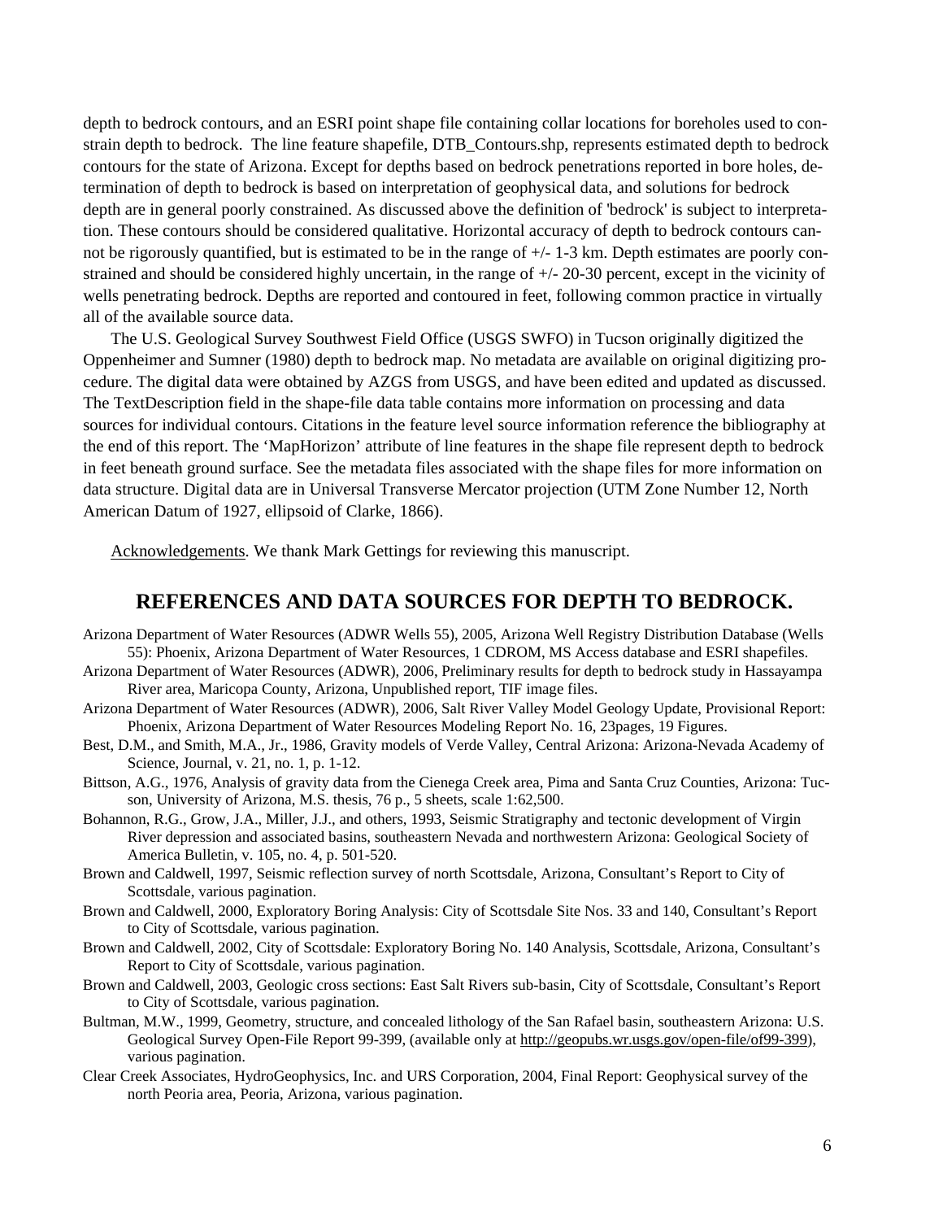depth to bedrock contours, and an ESRI point shape file containing collar locations for boreholes used to constrain depth to bedrock. The line feature shapefile, DTB_Contours.shp, represents estimated depth to bedrock contours for the state of Arizona. Except for depths based on bedrock penetrations reported in bore holes, determination of depth to bedrock is based on interpretation of geophysical data, and solutions for bedrock depth are in general poorly constrained. As discussed above the definition of 'bedrock' is subject to interpretation. These contours should be considered qualitative. Horizontal accuracy of depth to bedrock contours cannot be rigorously quantified, but is estimated to be in the range of +/- 1-3 km. Depth estimates are poorly constrained and should be considered highly uncertain, in the range of +/- 20-30 percent, except in the vicinity of wells penetrating bedrock. Depths are reported and contoured in feet, following common practice in virtually all of the available source data.

The U.S. Geological Survey Southwest Field Office (USGS SWFO) in Tucson originally digitized the Oppenheimer and Sumner (1980) depth to bedrock map. No metadata are available on original digitizing procedure. The digital data were obtained by AZGS from USGS, and have been edited and updated as discussed. The TextDescription field in the shape-file data table contains more information on processing and data sources for individual contours. Citations in the feature level source information reference the bibliography at the end of this report. The 'MapHorizon' attribute of line features in the shape file represent depth to bedrock in feet beneath ground surface. See the metadata files associated with the shape files for more information on data structure. Digital data are in Universal Transverse Mercator projection (UTM Zone Number 12, North American Datum of 1927, ellipsoid of Clarke, 1866).

Acknowledgements. We thank Mark Gettings for reviewing this manuscript.

## REFERENCES AND DATA SOURCES FOR DEPTH TO BEDROCK.

Arizona Department of Water Resources (ADWR Wells 55), 2005, Arizona Well Registry Distribution Database (Wells 55): Phoenix, Arizona Department of Water Resources, 1 CDROM, MS Access database and ESRI shapefiles.

Arizona Department of Water Resources (ADWR), 2006, Preliminary results for depth to bedrock study in Hassayampa River area, Maricopa County, Arizona, Unpublished report, TIF image files.

Arizona Department of Water Resources (ADWR), 2006, Salt River Valley Model Geology Update, Provisional Report: Phoenix, Arizona Department of Water Resources Modeling Report No. 16, 23pages, 19 Figures.

Best, D.M., and Smith, M.A., Jr., 1986, Gravity models of Verde Valley, Central Arizona: Arizona-Nevada Academy of Science, Journal, v. 21, no. 1, p. 1-12.

Bittson, A.G., 1976, Analysis of gravity data from the Cienega Creek area, Pima and Santa Cruz Counties, Arizona: Tucson, University of Arizona, M.S. thesis, 76 p., 5 sheets, scale 1:62,500.

Bohannon, R.G., Grow, J.A., Miller, J.J., and others, 1993, Seismic Stratigraphy and tectonic development of Virgin River depression and associated basins, southeastern Nevada and northwestern Arizona: Geological Society of America Bulletin, v. 105, no. 4, p. 501-520.

Brown and Caldwell, 1997, Seismic reflection survey of north Scottsdale, Arizona, Consultant's Report to City of Scottsdale, various pagination.

Brown and Caldwell, 2000, Exploratory Boring Analysis: City of Scottsdale Site Nos. 33 and 140, Consultant's Report to City of Scottsdale, various pagination.

Brown and Caldwell, 2002, City of Scottsdale: Exploratory Boring No. 140 Analysis, Scottsdale, Arizona, Consultant's Report to City of Scottsdale, various pagination.

Brown and Caldwell, 2003, Geologic cross sections: East Salt Rivers sub-basin, City of Scottsdale, Consultant's Report to City of Scottsdale, various pagination.

Bultman, M.W., 1999, Geometry, structure, and concealed lithology of the San Rafael basin, southeastern Arizona: U.S. Geological Survey Open-File Report 99-399, (available only at http://geopubs.wr.usgs.gov/open-file/of99-399), various pagination.

Clear Creek Associates, HydroGeophysics, Inc. and URS Corporation, 2004, Final Report: Geophysical survey of the north Peoria area, Peoria, Arizona, various pagination.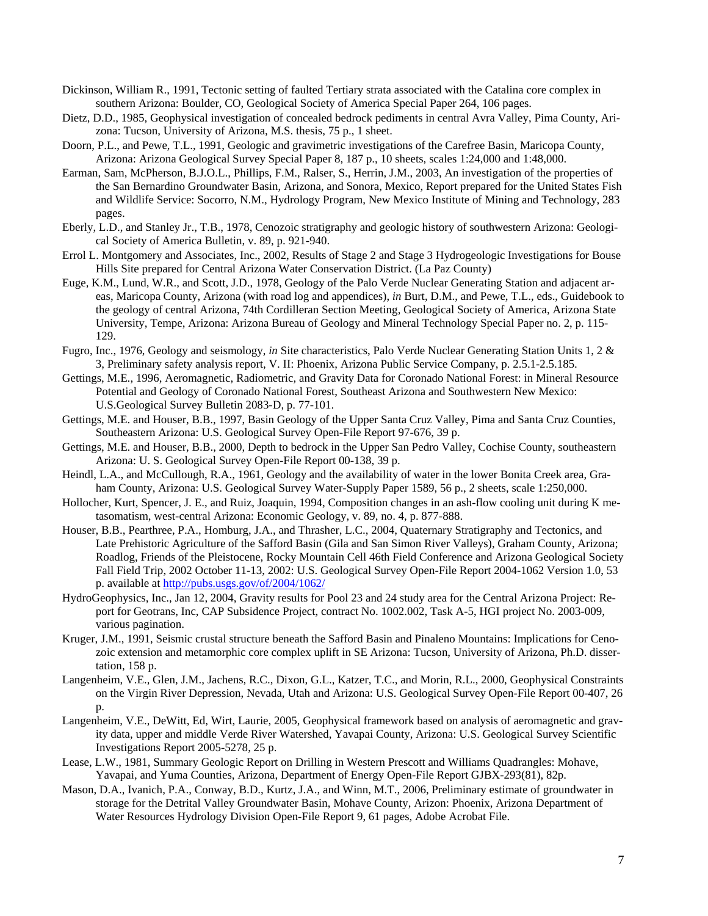Dickinson, William R., 1991, Tectonic setting of faulted Tertiary strata associated with the Catalina core complex in southern Arizona: Boulder, CO, Geological Society of America Special Paper 264, 106 pages.

Dietz, D.D., 1985, Geophysical investigation of concealed bedrock pediments in central Avra Valley, Pima County, Arizona: Tucson, University of Arizona, M.S. thesis, 75 p., 1 sheet.

Doorn, P.L., and Pewe, T.L., 1991, Geologic and gravimetric investigations of the Carefree Basin, Maricopa County, Arizona: Arizona Geological Survey Special Paper 8, 187 p., 10 sheets, scales 1:24,000 and 1:48,000.

Earman, Sam, McPherson, B.J.O.L., Phillips, F.M., Ralser, S., Herrin, J.M., 2003, An investigation of the properties of the San Bernardino Groundwater Basin, Arizona, and Sonora, Mexico, Report prepared for the United States Fish and Wildlife Service: Socorro, N.M., Hydrology Program, New Mexico Institute of Mining and Technology, 283 pages.

Eberly, L.D., and Stanley Jr., T.B., 1978, Cenozoic stratigraphy and geologic history of southwestern Arizona: Geological Society of America Bulletin, v. 89, p. 921-940.

Errol L. Montgomery and Associates, Inc., 2002, Results of Stage 2 and Stage 3 Hydrogeologic Investigations for Bouse Hills Site prepared for Central Arizona Water Conservation District. (La Paz County)

Euge, K.M., Lund, W.R., and Scott, J.D., 1978, Geology of the Palo Verde Nuclear Generating Station and adjacent areas, Maricopa County, Arizona (with road log and appendices), *in* Burt, D.M., and Pewe, T.L., eds., Guidebook to the geology of central Arizona, 74th Cordilleran Section Meeting, Geological Society of America, Arizona State University, Tempe, Arizona: Arizona Bureau of Geology and Mineral Technology Special Paper no. 2, p. 115-129.

Fugro, Inc., 1976, Geology and seismology, *in* Site characteristics, Palo Verde Nuclear Generating Station Units 1, 2 & 3, Preliminary safety analysis report, V. II: Phoenix, Arizona Public Service Company, p. 2.5.1-2.5.185.

Gettings, M.E., 1996, Aeromagnetic, Radiometric, and Gravity Data for Coronado National Forest: in Mineral Resource Potential and Geology of Coronado National Forest, Southeast Arizona and Southwestern New Mexico: U.S.Geological Survey Bulletin 2083-D, p. 77-101.

Gettings, M.E. and Houser, B.B., 1997, Basin Geology of the Upper Santa Cruz Valley, Pima and Santa Cruz Counties, Southeastern Arizona: U.S. Geological Survey Open-File Report 97-676, 39 p.

Gettings, M.E. and Houser, B.B., 2000, Depth to bedrock in the Upper San Pedro Valley, Cochise County, southeastern Arizona: U. S. Geological Survey Open-File Report 00-138, 39 p.

Heindl, L.A., and McCullough, R.A., 1961, Geology and the availability of water in the lower Bonita Creek area, Graham County, Arizona: U.S. Geological Survey Water-Supply Paper 1589, 56 p., 2 sheets, scale 1:250,000.

Hollocher, Kurt, Spencer, J. E., and Ruiz, Joaquin, 1994, Composition changes in an ash-flow cooling unit during K metasomatism, west-central Arizona: Economic Geology, v. 89, no. 4, p. 877-888.

Houser, B.B., Pearthree, P.A., Homburg, J.A., and Thrasher, L.C., 2004, Quaternary Stratigraphy and Tectonics, and Late Prehistoric Agriculture of the Safford Basin (Gila and San Simon River Valleys), Graham County, Arizona; Roadlog, Friends of the Pleistocene, Rocky Mountain Cell 46th Field Conference and Arizona Geological Society Fall Field Trip, 2002 October 11-13, 2002: U.S. Geological Survey Open-File Report 2004-1062 Version 1.0, 53 p. available at http://pubs.usgs.gov/of/2004/1062/

HydroGeophysics, Inc., Jan 12, 2004, Gravity results for Pool 23 and 24 study area for the Central Arizona Project: Report for Geotrans, Inc, CAP Subsidence Project, contract No. 1002.002, Task A-5, HGI project No. 2003-009, various pagination.

Kruger, J.M., 1991, Seismic crustal structure beneath the Safford Basin and Pinaleno Mountains: Implications for Cenozoic extension and metamorphic core complex uplift in SE Arizona: Tucson, University of Arizona, Ph.D. dissertation, 158 p.

Langenheim, V.E., Glen, J.M., Jachens, R.C., Dixon, G.L., Katzer, T.C., and Morin, R.L., 2000, Geophysical Constraints on the Virgin River Depression, Nevada, Utah and Arizona: U.S. Geological Survey Open-File Report 00-407, 26 p.

Langenheim, V.E., DeWitt, Ed, Wirt, Laurie, 2005, Geophysical framework based on analysis of aeromagnetic and gravity data, upper and middle Verde River Watershed, Yavapai County, Arizona: U.S. Geological Survey Scientific Investigations Report 2005-5278, 25 p.

Lease, L.W., 1981, Summary Geologic Report on Drilling in Western Prescott and Williams Quadrangles: Mohave, Yavapai, and Yuma Counties, Arizona, Department of Energy Open-File Report GJBX-293(81), 82p.

Mason, D.A., Ivanich, P.A., Conway, B.D., Kurtz, J.A., and Winn, M.T., 2006, Preliminary estimate of groundwater in storage for the Detrital Valley Groundwater Basin, Mohave County, Arizon: Phoenix, Arizona Department of Water Resources Hydrology Division Open-File Report 9, 61 pages, Adobe Acrobat File.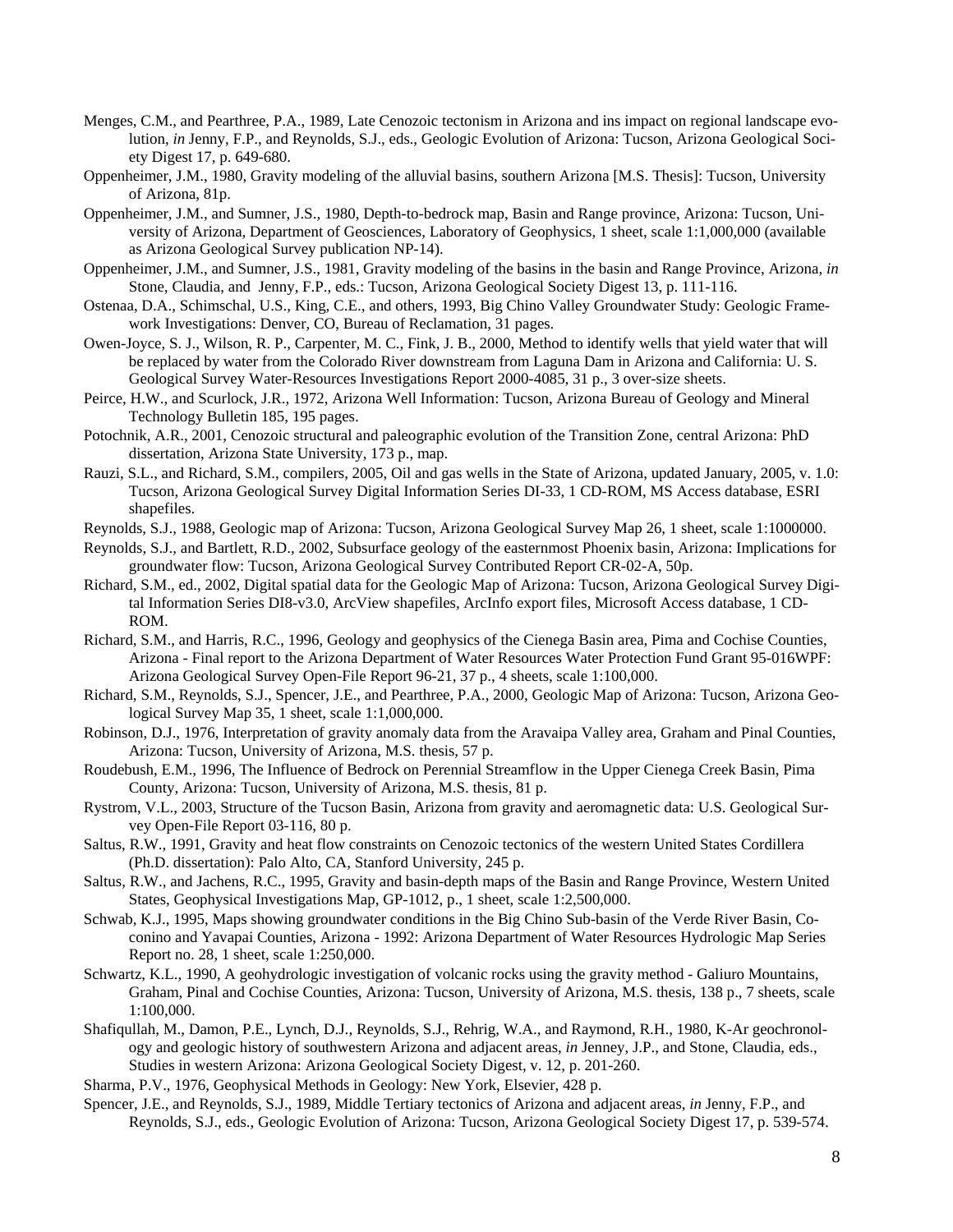Menges, C.M., and Pearthree, P.A., 1989, Late Cenozoic tectonism in Arizona and ins impact on regional landscape evolution, *in* Jenny, F.P., and Reynolds, S.J., eds., Geologic Evolution of Arizona: Tucson, Arizona Geological Society Digest 17, p. 649-680.

Oppenheimer, J.M., 1980, Gravity modeling of the alluvial basins, southern Arizona [M.S. Thesis]: Tucson, University of Arizona, 81p.

Oppenheimer, J.M., and Sumner, J.S., 1980, Depth-to-bedrock map, Basin and Range province, Arizona: Tucson, University of Arizona, Department of Geosciences, Laboratory of Geophysics, 1 sheet, scale 1:1,000,000 (available as Arizona Geological Survey publication NP-14).

Oppenheimer, J.M., and Sumner, J.S., 1981, Gravity modeling of the basins in the basin and Range Province, Arizona, *in* Stone, Claudia, and Jenny, F.P., eds.: Tucson, Arizona Geological Society Digest 13, p. 111-116.

Ostenaa, D.A., Schimschal, U.S., King, C.E., and others, 1993, Big Chino Valley Groundwater Study: Geologic Framework Investigations: Denver, CO, Bureau of Reclamation, 31 pages.

Owen-Joyce, S. J., Wilson, R. P., Carpenter, M. C., Fink, J. B., 2000, Method to identify wells that yield water that will be replaced by water from the Colorado River downstream from Laguna Dam in Arizona and California: U. S. Geological Survey Water-Resources Investigations Report 2000-4085, 31 p., 3 over-size sheets.

Peirce, H.W., and Scurlock, J.R., 1972, Arizona Well Information: Tucson, Arizona Bureau of Geology and Mineral Technology Bulletin 185, 195 pages.

Potochnik, A.R., 2001, Cenozoic structural and paleographic evolution of the Transition Zone, central Arizona: PhD dissertation, Arizona State University, 173 p., map.

Rauzi, S.L., and Richard, S.M., compilers, 2005, Oil and gas wells in the State of Arizona, updated January, 2005, v. 1.0: Tucson, Arizona Geological Survey Digital Information Series DI-33, 1 CD-ROM, MS Access database, ESRI shapefiles.

Reynolds, S.J., 1988, Geologic map of Arizona: Tucson, Arizona Geological Survey Map 26, 1 sheet, scale 1:1000000.

Reynolds, S.J., and Bartlett, R.D., 2002, Subsurface geology of the easternmost Phoenix basin, Arizona: Implications for groundwater flow: Tucson, Arizona Geological Survey Contributed Report CR-02-A, 50p.

Richard, S.M., ed., 2002, Digital spatial data for the Geologic Map of Arizona: Tucson, Arizona Geological Survey Digital Information Series DI8-v3.0, ArcView shapefiles, ArcInfo export files, Microsoft Access database, 1 CD-ROM.

Richard, S.M., and Harris, R.C., 1996, Geology and geophysics of the Cienega Basin area, Pima and Cochise Counties, Arizona - Final report to the Arizona Department of Water Resources Water Protection Fund Grant 95-016WPF: Arizona Geological Survey Open-File Report 96-21, 37 p., 4 sheets, scale 1:100,000.

Richard, S.M., Reynolds, S.J., Spencer, J.E., and Pearthree, P.A., 2000, Geologic Map of Arizona: Tucson, Arizona Geological Survey Map 35, 1 sheet, scale 1:1,000,000.

Robinson, D.J., 1976, Interpretation of gravity anomaly data from the Aravaipa Valley area, Graham and Pinal Counties, Arizona: Tucson, University of Arizona, M.S. thesis, 57 p.

Roudebush, E.M., 1996, The Influence of Bedrock on Perennial Streamflow in the Upper Cienega Creek Basin, Pima County, Arizona: Tucson, University of Arizona, M.S. thesis, 81 p.

Rystrom, V.L., 2003, Structure of the Tucson Basin, Arizona from gravity and aeromagnetic data: U.S. Geological Survey Open-File Report 03-116, 80 p.

Saltus, R.W., 1991, Gravity and heat flow constraints on Cenozoic tectonics of the western United States Cordillera (Ph.D. dissertation): Palo Alto, CA, Stanford University, 245 p.

Saltus, R.W., and Jachens, R.C., 1995, Gravity and basin-depth maps of the Basin and Range Province, Western United States, Geophysical Investigations Map, GP-1012, p., 1 sheet, scale 1:2,500,000.

Schwab, K.J., 1995, Maps showing groundwater conditions in the Big Chino Sub-basin of the Verde River Basin, Coconino and Yavapai Counties, Arizona - 1992: Arizona Department of Water Resources Hydrologic Map Series Report no. 28, 1 sheet, scale 1:250,000.

Schwartz, K.L., 1990, A geohydrologic investigation of volcanic rocks using the gravity method - Galiuro Mountains, Graham, Pinal and Cochise Counties, Arizona: Tucson, University of Arizona, M.S. thesis, 138 p., 7 sheets, scale 1:100,000.

Shafiqullah, M., Damon, P.E., Lynch, D.J., Reynolds, S.J., Rehrig, W.A., and Raymond, R.H., 1980, K-Ar geochronology and geologic history of southwestern Arizona and adjacent areas, *in* Jenney, J.P., and Stone, Claudia, eds., Studies in western Arizona: Arizona Geological Society Digest, v. 12, p. 201-260.

Sharma, P.V., 1976, Geophysical Methods in Geology: New York, Elsevier, 428 p.

Spencer, J.E., and Reynolds, S.J., 1989, Middle Tertiary tectonics of Arizona and adjacent areas, *in* Jenny, F.P., and Reynolds, S.J., eds., Geologic Evolution of Arizona: Tucson, Arizona Geological Society Digest 17, p. 539-574.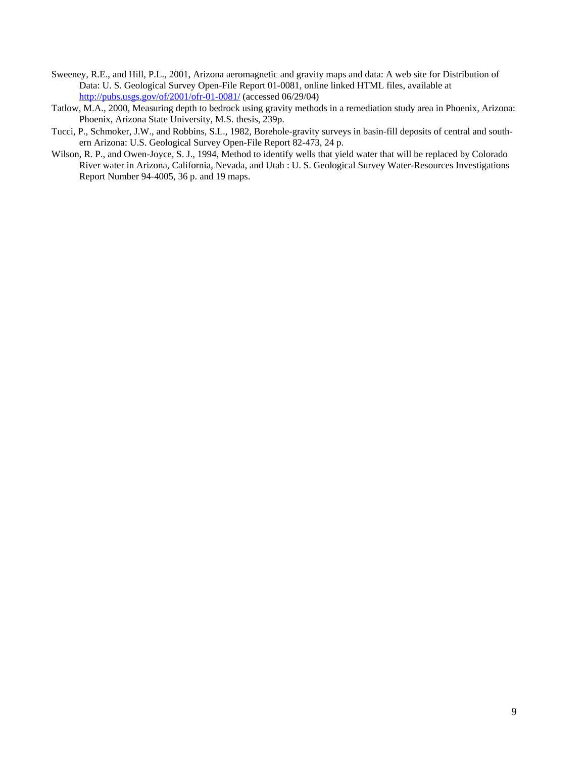Sweeney, R.E., and Hill, P.L., 2001, Arizona aeromagnetic and gravity maps and data: A web site for Distribution of Data: U. S. Geological Survey Open-File Report 01-0081, online linked HTML files, available at http://pubs.usgs.gov/of/2001/ofr-01-0081/ (accessed 06/29/04)

Tatlow, M.A., 2000, Measuring depth to bedrock using gravity methods in a remediation study area in Phoenix, Arizona: Phoenix, Arizona State University, M.S. thesis, 239p.

Tucci, P., Schmoker, J.W., and Robbins, S.L., 1982, Borehole-gravity surveys in basin-fill deposits of central and southern Arizona: U.S. Geological Survey Open-File Report 82-473, 24 p.

Wilson, R. P., and Owen-Joyce, S. J., 1994, Method to identify wells that yield water that will be replaced by Colorado River water in Arizona, California, Nevada, and Utah : U. S. Geological Survey Water-Resources Investigations Report Number 94-4005, 36 p. and 19 maps.